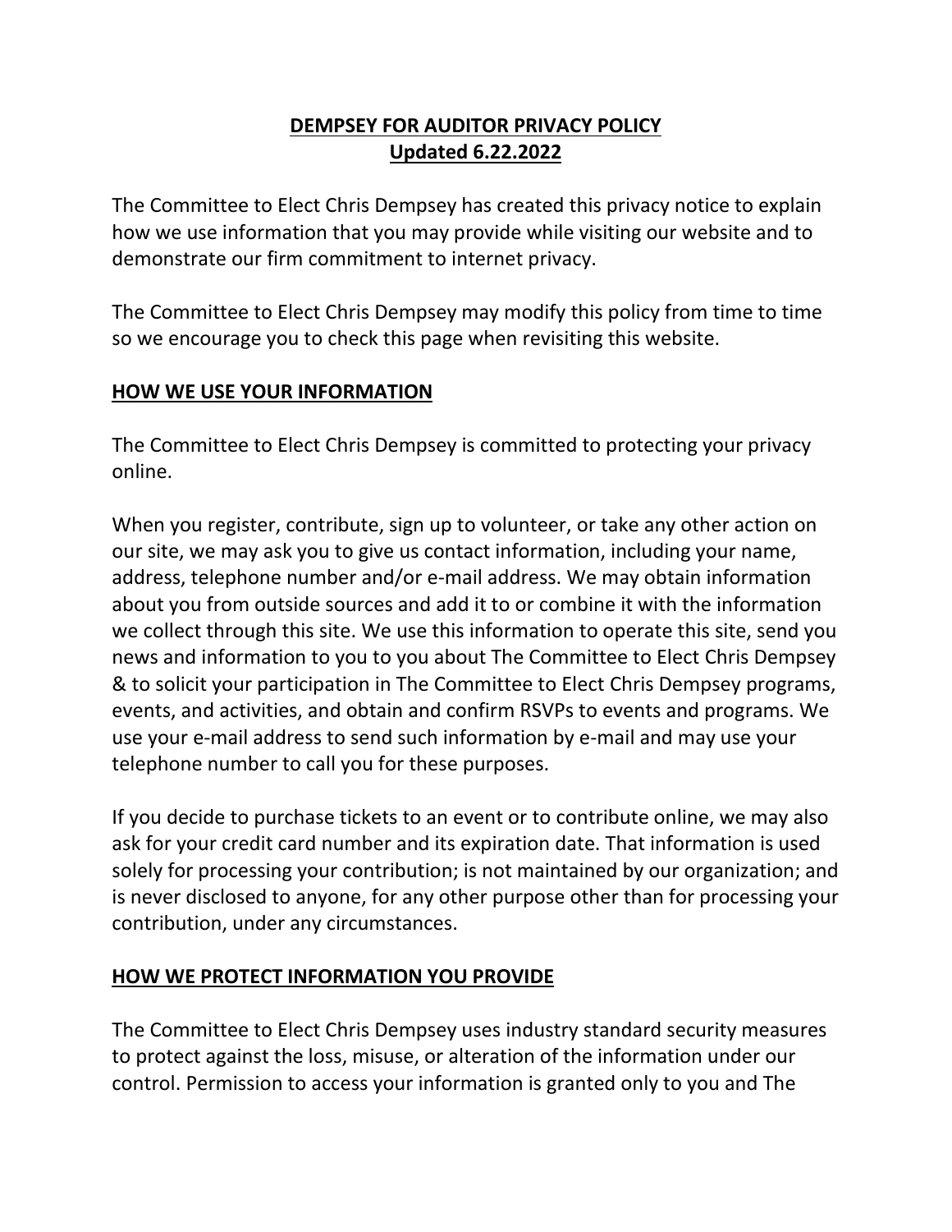# DEMPSEY FOR AUDITOR PRIVACY POLICY
## Updated 6.22.2022

The Committee to Elect Chris Dempsey has created this privacy notice to explain how we use information that you may provide while visiting our website and to demonstrate our firm commitment to internet privacy.

The Committee to Elect Chris Dempsey may modify this policy from time to time so we encourage you to check this page when revisiting this website.

## HOW WE USE YOUR INFORMATION

The Committee to Elect Chris Dempsey is committed to protecting your privacy online.

When you register, contribute, sign up to volunteer, or take any other action on our site, we may ask you to give us contact information, including your name, address, telephone number and/or e-mail address. We may obtain information about you from outside sources and add it to or combine it with the information we collect through this site. We use this information to operate this site, send you news and information to you to you about The Committee to Elect Chris Dempsey & to solicit your participation in The Committee to Elect Chris Dempsey programs, events, and activities, and obtain and confirm RSVPs to events and programs. We use your e-mail address to send such information by e-mail and may use your telephone number to call you for these purposes.

If you decide to purchase tickets to an event or to contribute online, we may also ask for your credit card number and its expiration date. That information is used solely for processing your contribution; is not maintained by our organization; and is never disclosed to anyone, for any other purpose other than for processing your contribution, under any circumstances.

## HOW WE PROTECT INFORMATION YOU PROVIDE

The Committee to Elect Chris Dempsey uses industry standard security measures to protect against the loss, misuse, or alteration of the information under our control. Permission to access your information is granted only to you and The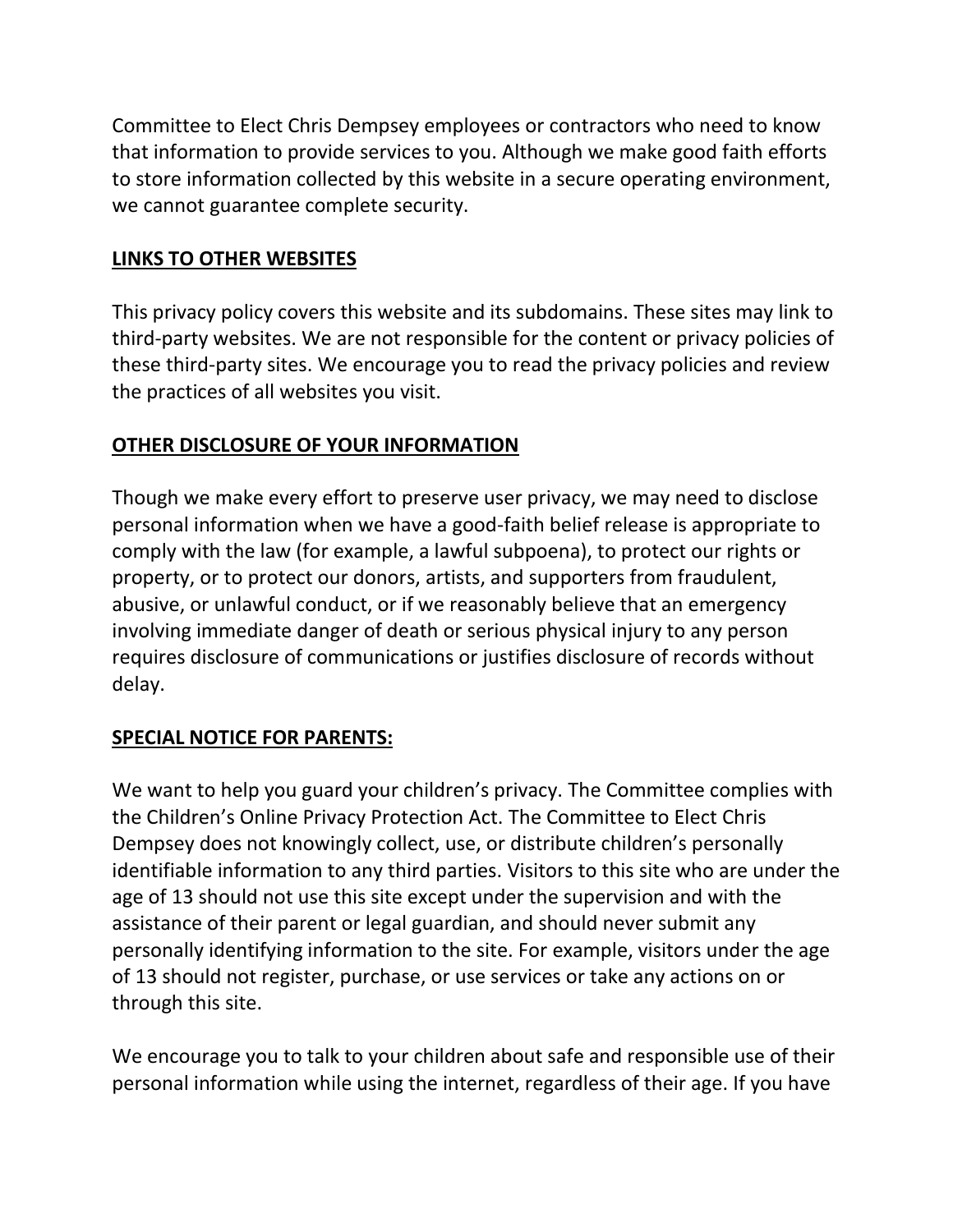Committee to Elect Chris Dempsey employees or contractors who need to know that information to provide services to you. Although we make good faith efforts to store information collected by this website in a secure operating environment, we cannot guarantee complete security.

## LINKS TO OTHER WEBSITES

This privacy policy covers this website and its subdomains. These sites may link to third-party websites. We are not responsible for the content or privacy policies of these third-party sites. We encourage you to read the privacy policies and review the practices of all websites you visit.

## OTHER DISCLOSURE OF YOUR INFORMATION

Though we make every effort to preserve user privacy, we may need to disclose personal information when we have a good-faith belief release is appropriate to comply with the law (for example, a lawful subpoena), to protect our rights or property, or to protect our donors, artists, and supporters from fraudulent, abusive, or unlawful conduct, or if we reasonably believe that an emergency involving immediate danger of death or serious physical injury to any person requires disclosure of communications or justifies disclosure of records without delay.

## SPECIAL NOTICE FOR PARENTS:

We want to help you guard your children's privacy. The Committee complies with the Children's Online Privacy Protection Act. The Committee to Elect Chris Dempsey does not knowingly collect, use, or distribute children's personally identifiable information to any third parties. Visitors to this site who are under the age of 13 should not use this site except under the supervision and with the assistance of their parent or legal guardian, and should never submit any personally identifying information to the site. For example, visitors under the age of 13 should not register, purchase, or use services or take any actions on or through this site.

We encourage you to talk to your children about safe and responsible use of their personal information while using the internet, regardless of their age. If you have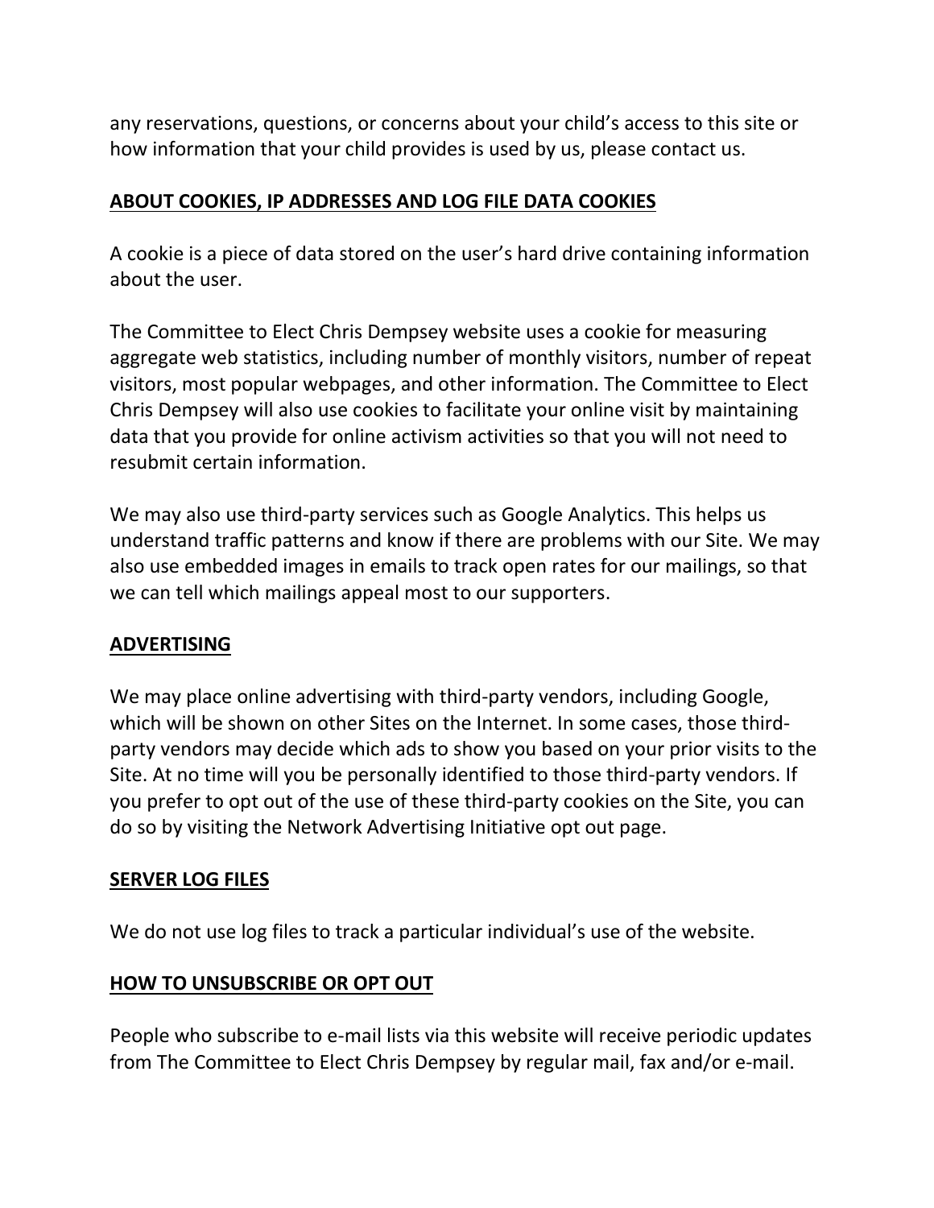any reservations, questions, or concerns about your child's access to this site or how information that your child provides is used by us, please contact us.

## ABOUT COOKIES, IP ADDRESSES AND LOG FILE DATA COOKIES

A cookie is a piece of data stored on the user's hard drive containing information about the user.

The Committee to Elect Chris Dempsey website uses a cookie for measuring aggregate web statistics, including number of monthly visitors, number of repeat visitors, most popular webpages, and other information. The Committee to Elect Chris Dempsey will also use cookies to facilitate your online visit by maintaining data that you provide for online activism activities so that you will not need to resubmit certain information.

We may also use third-party services such as Google Analytics. This helps us understand traffic patterns and know if there are problems with our Site. We may also use embedded images in emails to track open rates for our mailings, so that we can tell which mailings appeal most to our supporters.

## ADVERTISING

We may place online advertising with third-party vendors, including Google, which will be shown on other Sites on the Internet. In some cases, those third-party vendors may decide which ads to show you based on your prior visits to the Site. At no time will you be personally identified to those third-party vendors. If you prefer to opt out of the use of these third-party cookies on the Site, you can do so by visiting the Network Advertising Initiative opt out page.

## SERVER LOG FILES

We do not use log files to track a particular individual's use of the website.

## HOW TO UNSUBSCRIBE OR OPT OUT

People who subscribe to e-mail lists via this website will receive periodic updates from The Committee to Elect Chris Dempsey by regular mail, fax and/or e-mail.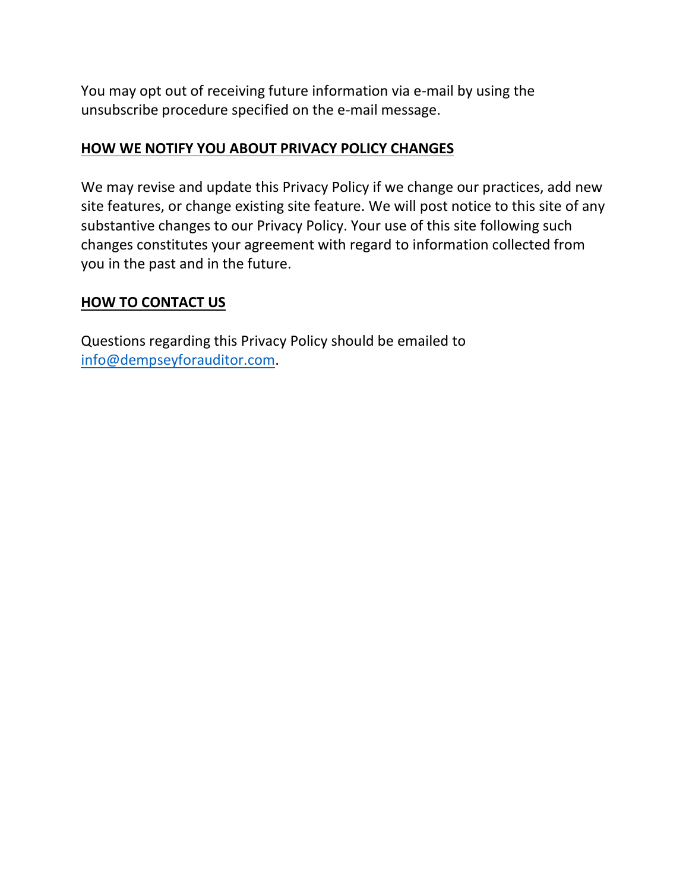You may opt out of receiving future information via e-mail by using the unsubscribe procedure specified on the e-mail message.

## HOW WE NOTIFY YOU ABOUT PRIVACY POLICY CHANGES

We may revise and update this Privacy Policy if we change our practices, add new site features, or change existing site feature. We will post notice to this site of any substantive changes to our Privacy Policy. Your use of this site following such changes constitutes your agreement with regard to information collected from you in the past and in the future.

## HOW TO CONTACT US

Questions regarding this Privacy Policy should be emailed to [info@dempseyforauditor.com](mailto:info@dempseyforauditor.com).